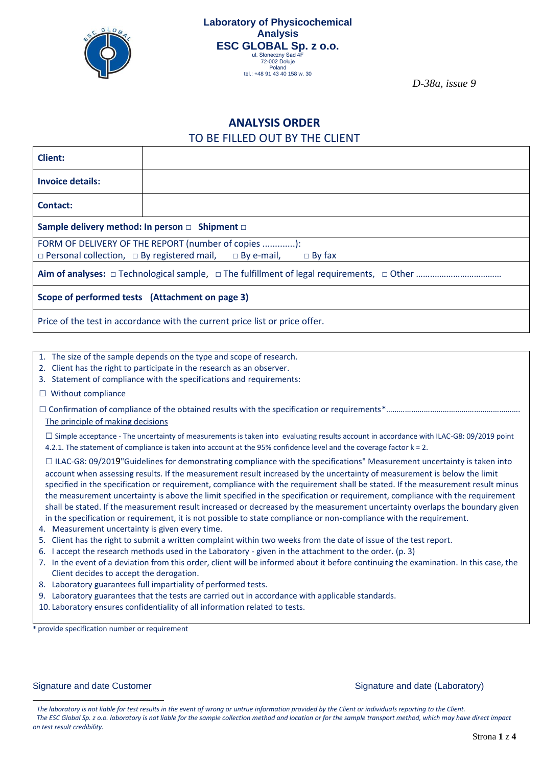**Laboratory of Physicochemical Analysis**
**ESC GLOBAL Sp. z o.o.**
ul. Słoneczny Sad 4F
72-002 Dołuje
Poland
tel.: +48 91 43 40 158 w. 30

*D-38a, issue 9*

# ANALYSIS ORDER

## TO BE FILLED OUT BY THE CLIENT

| **Client:** | |
|---|---|
| **Invoice details:** | |
| **Contact:** | |
| **Sample delivery method: In person □ Shipment □** | |
| FORM OF DELIVERY OF THE REPORT (number of copies .............): □ Personal collection, □ By registered mail, □ By e-mail, □ By fax | |
| **Aim of analyses:** □ Technological sample, □ The fulfillment of legal requirements, □ Other ……................................ | |
| **Scope of performed tests (Attachment on page 3)** | |
| Price of the test in accordance with the current price list or price offer. | |

1. The size of the sample depends on the type and scope of research.
2. Client has the right to participate in the research as an observer.
3. Statement of compliance with the specifications and requirements:

☐ Without compliance

☐ Confirmation of compliance of the obtained results with the specification or requirements*…………………………………………………………

The principle of making decisions

☐ Simple acceptance - The uncertainty of measurements is taken into evaluating results account in accordance with ILAC-G8: 09/2019 point 4.2.1. The statement of compliance is taken into account at the 95% confidence level and the coverage factor k = 2.

☐ ILAC-G8: 09/2019"Guidelines for demonstrating compliance with the specifications" Measurement uncertainty is taken into account when assessing results. If the measurement result increased by the uncertainty of measurement is below the limit specified in the specification or requirement, compliance with the requirement shall be stated. If the measurement result minus the measurement uncertainty is above the limit specified in the specification or requirement, compliance with the requirement shall be stated. If the measurement result increased or decreased by the measurement uncertainty overlaps the boundary given in the specification or requirement, it is not possible to state compliance or non-compliance with the requirement.

4. Measurement uncertainty is given every time.
5. Client has the right to submit a written complaint within two weeks from the date of issue of the test report.
6. I accept the research methods used in the Laboratory - given in the attachment to the order. (p. 3)
7. In the event of a deviation from this order, client will be informed about it before continuing the examination. In this case, the Client decides to accept the derogation.
8. Laboratory guarantees full impartiality of performed tests.
9. Laboratory guarantees that the tests are carried out in accordance with applicable standards.
10. Laboratory ensures confidentiality of all information related to tests.

\* provide specification number or requirement

Signature and date Customer                                        Signature and date (Laboratory)

*The laboratory is not liable for test results in the event of wrong or untrue information provided by the Client or individuals reporting to the Client.*
*The ESC Global Sp. z o.o. laboratory is not liable for the sample collection method and location or for the sample transport method, which may have direct impact on test result credibility.*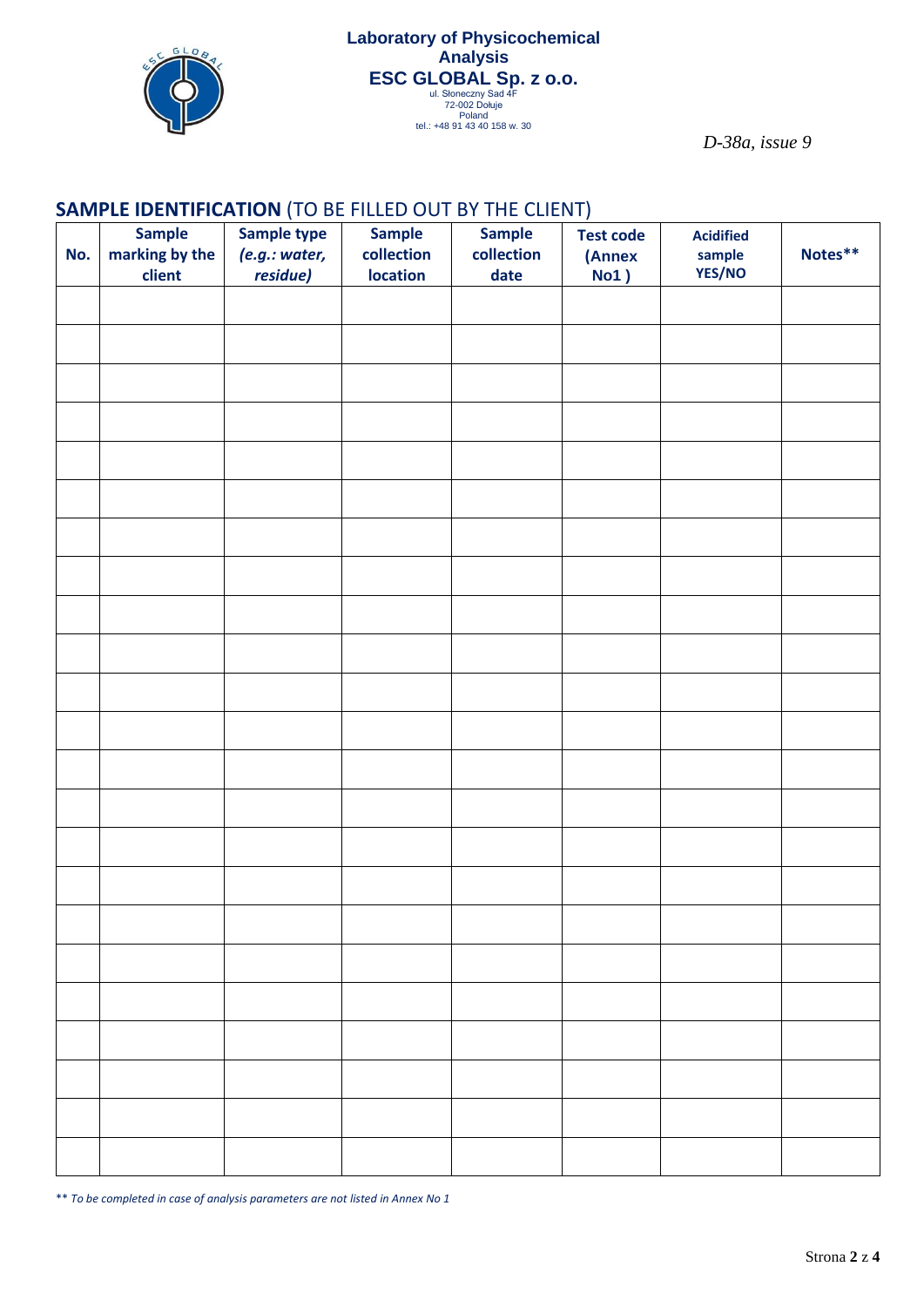**Laboratory of Physicochemical Analysis**
**ESC GLOBAL Sp. z o.o.**
ul. Słoneczny Sad 4F
72-002 Dołuje
Poland
tel.: +48 91 43 40 158 w. 30

*D-38a, issue 9*

## **SAMPLE IDENTIFICATION** (TO BE FILLED OUT BY THE CLIENT)

| No. | Sample marking by the client | Sample type *(e.g.: water, residue)* | Sample collection location | Sample collection date | Test code (Annex No1 ) | Acidified sample YES/NO | Notes** |
|---|---|---|---|---|---|---|---|
| | | | | | | | |
| | | | | | | | |
| | | | | | | | |
| | | | | | | | |
| | | | | | | | |
| | | | | | | | |
| | | | | | | | |
| | | | | | | | |
| | | | | | | | |
| | | | | | | | |
| | | | | | | | |
| | | | | | | | |
| | | | | | | | |
| | | | | | | | |
| | | | | | | | |
| | | | | | | | |
| | | | | | | | |
| | | | | | | | |
| | | | | | | | |
| | | | | | | | |
| | | | | | | | |
| | | | | | | | |
| | | | | | | | |

** *To be completed in case of analysis parameters are not listed in Annex No 1*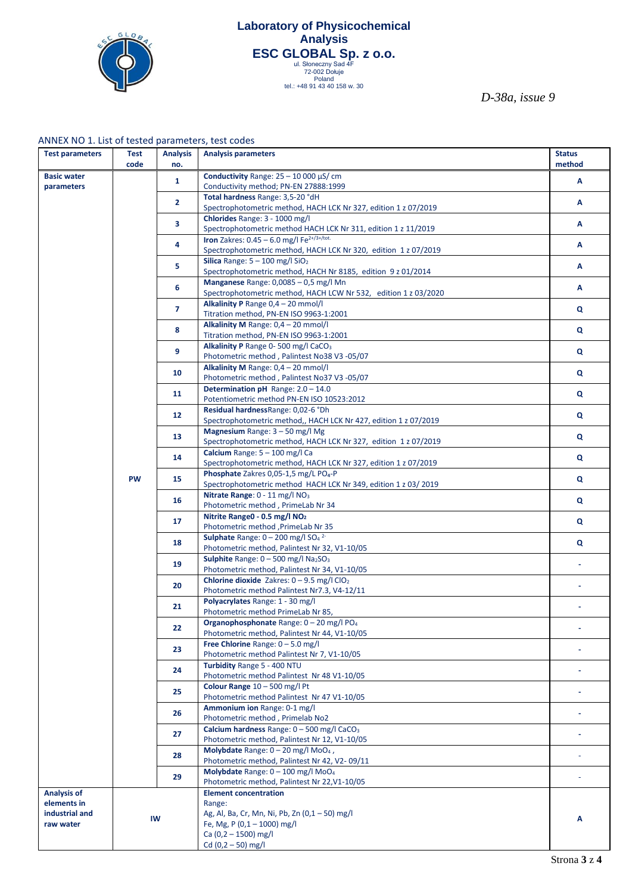# Laboratory of Physicochemical Analysis ESC GLOBAL Sp. z o.o.

ul. Słoneczny Sad 4F
72-002 Dołuje
Poland
tel.: +48 91 43 40 158 w. 30

*D-38a, issue 9*

ANNEX NO 1. List of tested parameters, test codes

| Test parameters | Test code | Analysis no. | Analysis parameters | Status method |
|---|---|---|---|---|
| **Basic water parameters** | PW | **1** | **Conductivity** Range: 25 – 10 000 µS/ cm<br>Conductivity method; PN-EN 27888:1999 | **A** |
| | | **2** | **Total hardness** Range: 3,5-20 °dH<br>Spectrophotometric method, HACH LCK Nr 327, edition 1 z 07/2019 | **A** |
| | | **3** | **Chlorides** Range: 3 - 1000 mg/l<br>Spectrophotometric method HACH LCK Nr 311, edition 1 z 11/2019 | **A** |
| | | **4** | **Iron** Zakres: 0.45 – 6.0 mg/l $Fe^{2+/3+/tot.}$<br>Spectrophotometric method, HACH LCK Nr 320, edition 1 z 07/2019 | **A** |
| | | **5** | **Silica** Range: 5 – 100 mg/l $SiO_2$<br>Spectrophotometric method, HACH Nr 8185, edition 9 z 01/2014 | **A** |
| | | **6** | **Manganese** Range: 0,0085 – 0,5 mg/l Mn<br>Spectrophotometric method, HACH LCW Nr 532, edition 1 z 03/2020 | **A** |
| | | **7** | **Alkalinity P** Range 0,4 – 20 mmol/l<br>Titration method, PN-EN ISO 9963-1:2001 | **Q** |
| | | **8** | **Alkalinity M** Range: 0,4 – 20 mmol/l<br>Titration method, PN-EN ISO 9963-1:2001 | **Q** |
| | | **9** | **Alkalinity P** Range 0- 500 mg/l $CaCO_3$<br>Photometric method , Palintest No38 V3 -05/07 | **Q** |
| | | **10** | **Alkalinity M** Range: 0,4 – 20 mmol/l<br>Photometric method , Palintest No37 V3 -05/07 | **Q** |
| | | **11** | **Determination pH** Range: 2.0 – 14.0<br>Potentiometric method PN-EN ISO 10523:2012 | **Q** |
| | | **12** | **Residual hardness**Range: 0,02-6 °Dh<br>Spectrophotometric method,, HACH LCK Nr 427, edition 1 z 07/2019 | **Q** |
| | | **13** | **Magnesium** Range: 3 – 50 mg/l Mg<br>Spectrophotometric method, HACH LCK Nr 327, edition 1 z 07/2019 | **Q** |
| | | **14** | **Calcium** Range: 5 – 100 mg/l Ca<br>Spectrophotometric method, HACH LCK Nr 327, edition 1 z 07/2019 | **Q** |
| | | **15** | **Phosphate** Zakres 0,05-1,5 mg/L $PO_4$-P<br>Spectrophotometric method HACH LCK Nr 349, edition 1 z 03/ 2019 | **Q** |
| | | **16** | **Nitrate Range**: 0 - 11 mg/l $NO_3$<br>Photometric method , PrimeLab Nr 34 | **Q** |
| | | **17** | **Nitrite Range0 - 0.5 mg/l $NO_2$**<br>Photometric method ,PrimeLab Nr 35 | **Q** |
| | | **18** | **Sulphate** Range: 0 – 200 mg/l $SO_4^{2-}$<br>Photometric method, Palintest Nr 32, V1-10/05 | **Q** |
| | | **19** | **Sulphite** Range: 0 – 500 mg/l $Na_2SO_3$<br>Photometric method, Palintest Nr 34, V1-10/05 | - |
| | | **20** | **Chlorine dioxide** Zakres: 0 – 9.5 mg/l $ClO_2$<br>Photometric method Palintest Nr7.3, V4-12/11 | - |
| | | **21** | **Polyacrylates** Range: 1 - 30 mg/l<br>Photometric method PrimeLab Nr 85, | - |
| | | **22** | **Organophosphonate** Range: 0 – 20 mg/l $PO_4$<br>Photometric method, Palintest Nr 44, V1-10/05 | - |
| | | **23** | **Free Chlorine** Range: 0 – 5.0 mg/l<br>Photometric method Palintest Nr 7, V1-10/05 | - |
| | | **24** | **Turbidity** Range 5 - 400 NTU<br>Photometric method Palintest Nr 48 V1-10/05 | - |
| | | **25** | **Colour Range** 10 – 500 mg/l Pt<br>Photometric method Palintest Nr 47 V1-10/05 | - |
| | | **26** | **Ammonium ion** Range: 0-1 mg/l<br>Photometric method , Primelab No2 | - |
| | | **27** | **Calcium hardness** Range: 0 – 500 mg/l $CaCO_3$<br>Photometric method, Palintest Nr 12, V1-10/05 | - |
| | | **28** | **Molybdate** Range: 0 – 20 mg/l $MoO_4$ ,<br>Photometric method, Palintest Nr 42, V2- 09/11 | - |
| | | **29** | **Molybdate** Range: 0 – 100 mg/l $MoO_4$<br>Photometric method, Palintest Nr 22,V1-10/05 | - |
| **Analysis of elements in industrial and raw water** | IW | | **Element concentration**<br>Range:<br>Ag, Al, Ba, Cr, Mn, Ni, Pb, Zn (0,1 – 50) mg/l<br>Fe, Mg, P (0,1 – 1000) mg/l<br>Ca (0,2 – 1500) mg/l<br>Cd (0,2 – 50) mg/l | **A** |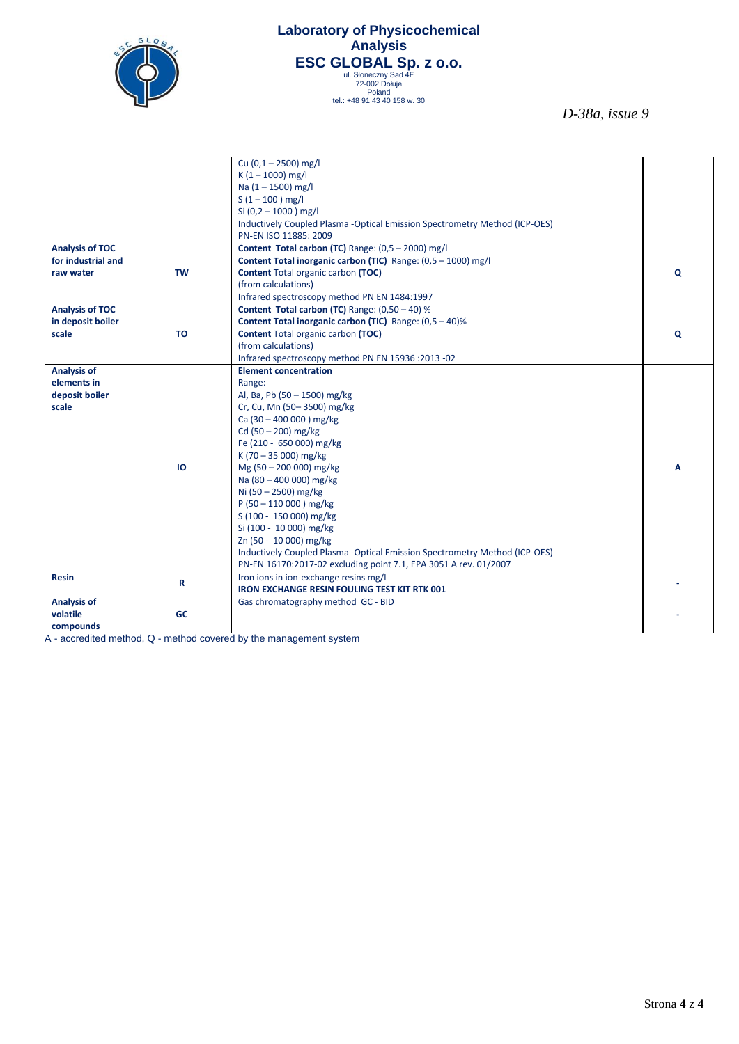| | | | |
|---|---|---|---|
| | | Cu (0,1 – 2500) mg/l<br>K (1 – 1000) mg/l<br>Na (1 – 1500) mg/l<br>S (1 – 100 ) mg/l<br>Si (0,2 – 1000 ) mg/l<br>Inductively Coupled Plasma -Optical Emission Spectrometry Method (ICP-OES)<br>PN-EN ISO 11885: 2009 | |
| **Analysis of TOC for industrial and raw water** | **TW** | **Content Total carbon (TC)** Range: (0,5 – 2000) mg/l<br>**Content Total inorganic carbon (TIC)** Range: (0,5 – 1000) mg/l<br>**Content** Total organic carbon **(TOC)**<br>(from calculations)<br>Infrared spectroscopy method PN EN 1484:1997 | **Q** |
| **Analysis of TOC in deposit boiler scale** | **TO** | **Content Total carbon (TC)** Range: (0,50 – 40) %<br>**Content Total inorganic carbon (TIC)** Range: (0,5 – 40)%<br>**Content** Total organic carbon **(TOC)**<br>(from calculations)<br>Infrared spectroscopy method PN EN 15936 :2013 -02 | **Q** |
| **Analysis of elements in deposit boiler scale** | **IO** | **Element concentration**<br>Range:<br>Al, Ba, Pb (50 – 1500) mg/kg<br>Cr, Cu, Mn (50– 3500) mg/kg<br>Ca (30 – 400 000 ) mg/kg<br>Cd (50 – 200) mg/kg<br>Fe (210 - 650 000) mg/kg<br>K (70 – 35 000) mg/kg<br>Mg (50 – 200 000) mg/kg<br>Na (80 – 400 000) mg/kg<br>Ni (50 – 2500) mg/kg<br>P (50 – 110 000 ) mg/kg<br>S (100 - 150 000) mg/kg<br>Si (100 - 10 000) mg/kg<br>Zn (50 - 10 000) mg/kg<br>Inductively Coupled Plasma -Optical Emission Spectrometry Method (ICP-OES)<br>PN-EN 16170:2017-02 excluding point 7.1, EPA 3051 A rev. 01/2007 | **A** |
| **Resin** | **R** | Iron ions in ion-exchange resins mg/l<br>**IRON EXCHANGE RESIN FOULING TEST KIT RTK 001** | - |
| **Analysis of volatile compounds** | **GC** | Gas chromatography method GC - BID | - |

A - accredited method, Q - method covered by the management system